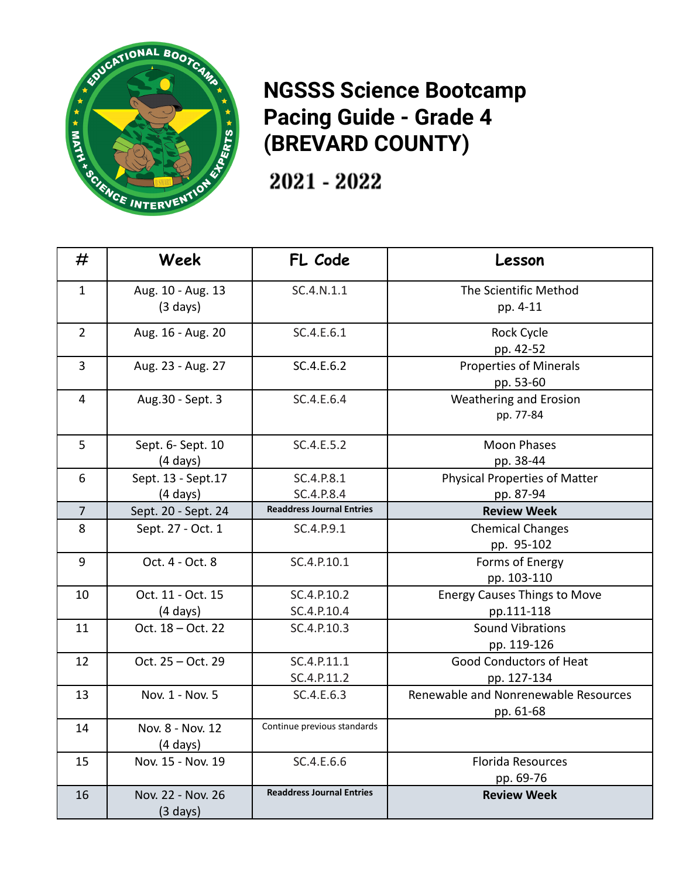# NGSSS Science Bootcamp Pacing Guide - Grade 4 (BREVARD COUNTY)

## 2021 - 2022

| # | Week | FL Code | Lesson |
|---|---|---|---|
| 1 | Aug. 10 - Aug. 13 (3 days) | SC.4.N.1.1 | The Scientific Method pp. 4-11 |
| 2 | Aug. 16 - Aug. 20 | SC.4.E.6.1 | Rock Cycle pp. 42-52 |
| 3 | Aug. 23 - Aug. 27 | SC.4.E.6.2 | Properties of Minerals pp. 53-60 |
| 4 | Aug.30 - Sept. 3 | SC.4.E.6.4 | Weathering and Erosion pp. 77-84 |
| 5 | Sept. 6- Sept. 10 (4 days) | SC.4.E.5.2 | Moon Phases pp. 38-44 |
| 6 | Sept. 13 - Sept.17 (4 days) | SC.4.P.8.1 SC.4.P.8.4 | Physical Properties of Matter pp. 87-94 |
| 7 | Sept. 20 - Sept. 24 | **Readdress Journal Entries** | **Review Week** |
| 8 | Sept. 27 - Oct. 1 | SC.4.P.9.1 | Chemical Changes pp. 95-102 |
| 9 | Oct. 4 - Oct. 8 | SC.4.P.10.1 | Forms of Energy pp. 103-110 |
| 10 | Oct. 11 - Oct. 15 (4 days) | SC.4.P.10.2 SC.4.P.10.4 | Energy Causes Things to Move pp.111-118 |
| 11 | Oct. 18 – Oct. 22 | SC.4.P.10.3 | Sound Vibrations pp. 119-126 |
| 12 | Oct. 25 – Oct. 29 | SC.4.P.11.1 SC.4.P.11.2 | Good Conductors of Heat pp. 127-134 |
| 13 | Nov. 1 - Nov. 5 | SC.4.E.6.3 | Renewable and Nonrenewable Resources pp. 61-68 |
| 14 | Nov. 8 - Nov. 12 (4 days) | Continue previous standards | |
| 15 | Nov. 15 - Nov. 19 | SC.4.E.6.6 | Florida Resources pp. 69-76 |
| 16 | Nov. 22 - Nov. 26 (3 days) | **Readdress Journal Entries** | **Review Week** |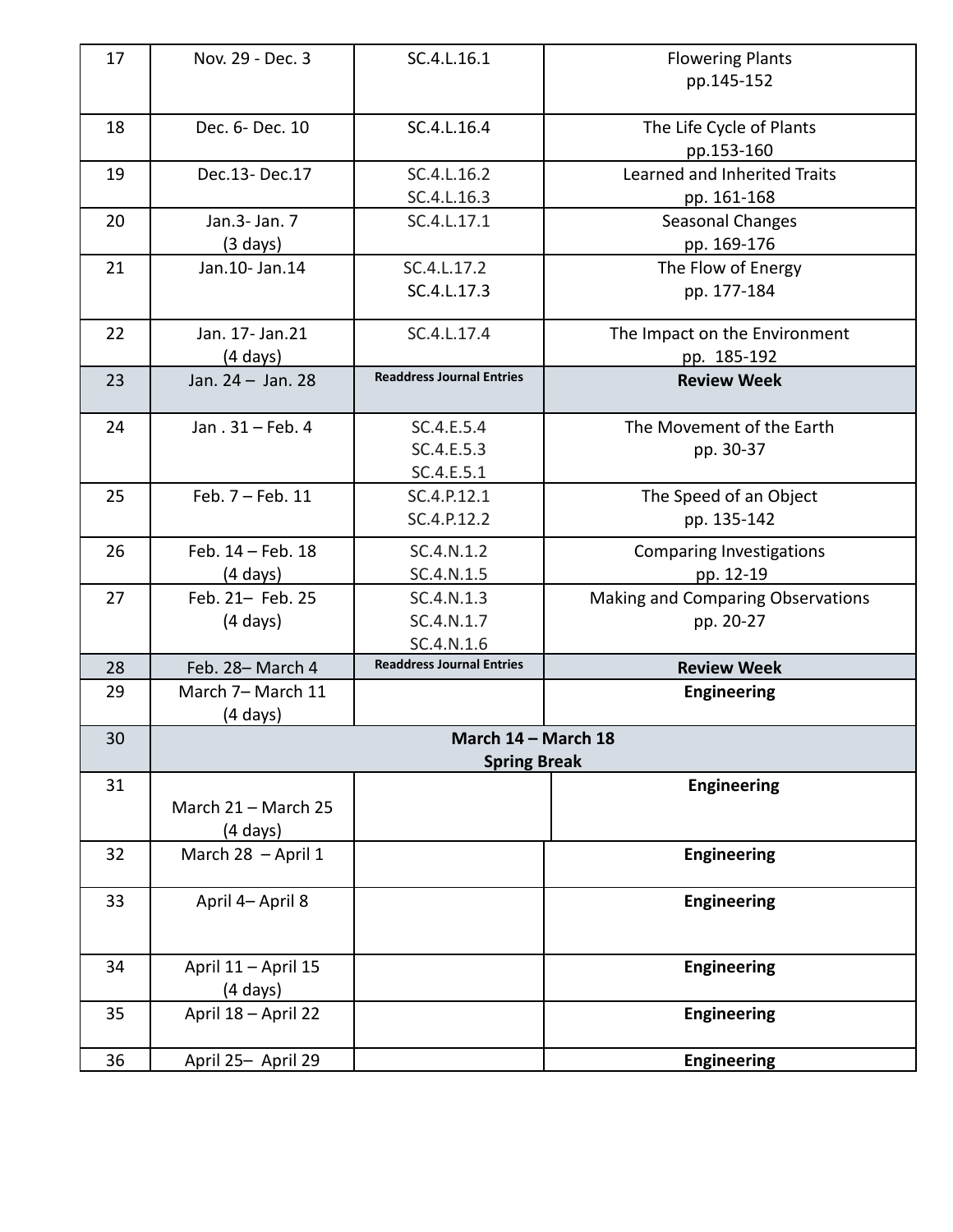| | | | |
|---|---|---|---|
| 17 | Nov. 29 - Dec. 3 | SC.4.L.16.1 | Flowering Plants pp.145-152 |
| 18 | Dec. 6- Dec. 10 | SC.4.L.16.4 | The Life Cycle of Plants pp.153-160 |
| 19 | Dec.13- Dec.17 | SC.4.L.16.2 SC.4.L.16.3 | Learned and Inherited Traits pp. 161-168 |
| 20 | Jan.3- Jan. 7 (3 days) | SC.4.L.17.1 | Seasonal Changes pp. 169-176 |
| 21 | Jan.10- Jan.14 | SC.4.L.17.2 SC.4.L.17.3 | The Flow of Energy pp. 177-184 |
| 22 | Jan. 17- Jan.21 (4 days) | SC.4.L.17.4 | The Impact on the Environment pp. 185-192 |
| 23 | Jan. 24 – Jan. 28 | **Readdress Journal Entries** | **Review Week** |
| 24 | Jan . 31 – Feb. 4 | SC.4.E.5.4 SC.4.E.5.3 SC.4.E.5.1 | The Movement of the Earth pp. 30-37 |
| 25 | Feb. 7 – Feb. 11 | SC.4.P.12.1 SC.4.P.12.2 | The Speed of an Object pp. 135-142 |
| 26 | Feb. 14 – Feb. 18 (4 days) | SC.4.N.1.2 SC.4.N.1.5 | Comparing Investigations pp. 12-19 |
| 27 | Feb. 21– Feb. 25 (4 days) | SC.4.N.1.3 SC.4.N.1.7 SC.4.N.1.6 | Making and Comparing Observations pp. 20-27 |
| 28 | Feb. 28– March 4 | **Readdress Journal Entries** | **Review Week** |
| 29 | March 7– March 11 (4 days) | | **Engineering** |
| 30 | **March 14 – March 18 Spring Break** | | |
| 31 | March 21 – March 25 (4 days) | | **Engineering** |
| 32 | March 28 – April 1 | | **Engineering** |
| 33 | April 4– April 8 | | **Engineering** |
| 34 | April 11 – April 15 (4 days) | | **Engineering** |
| 35 | April 18 – April 22 | | **Engineering** |
| 36 | April 25– April 29 | | **Engineering** |